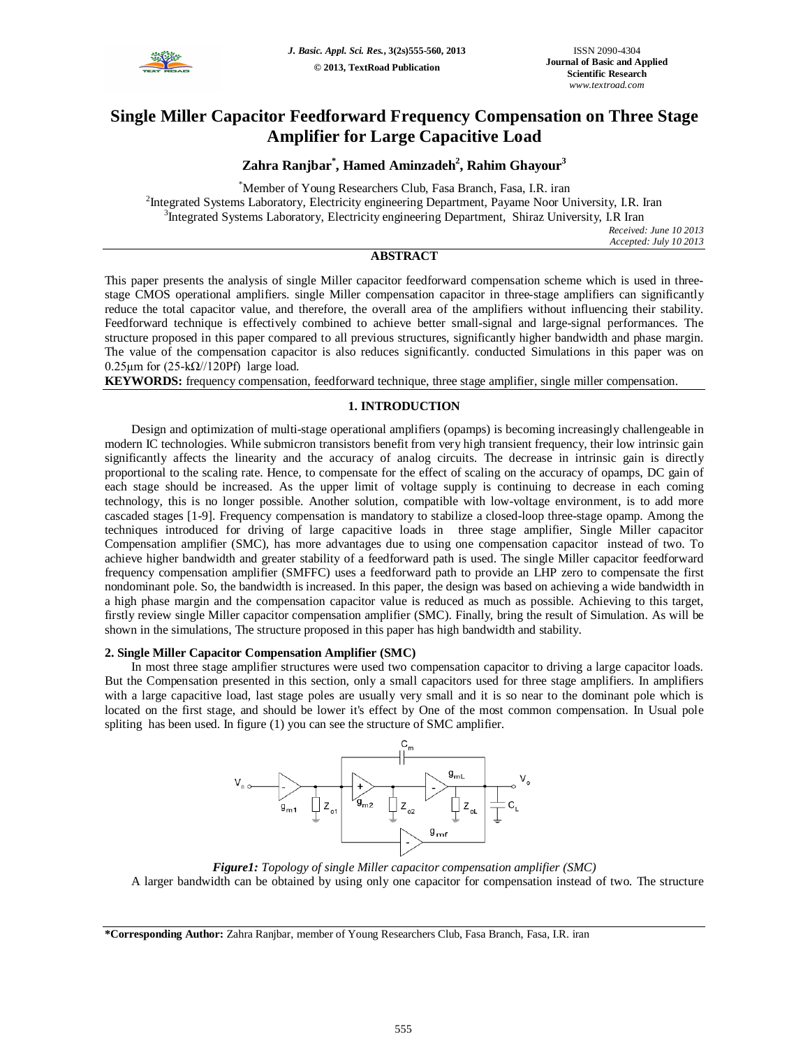# Single Miller Capacitor Feedforward Frequency Compensation on Three Stage Amplifier for Large Capacitive Load

**Zahra Ranjbar*, Hamed Aminzadeh[2], Rahim Ghayour[3]**

*Member of Young Researchers Club, Fasa Branch, Fasa, I.R. iran

[2]Integrated Systems Laboratory, Electricity engineering Department, Payame Noor University, I.R. Iran

[3]Integrated Systems Laboratory, Electricity engineering Department, Shiraz University, I.R Iran

*Received: June 10 2013*
*Accepted: July 10 2013*

## ABSTRACT

This paper presents the analysis of single Miller capacitor feedforward compensation scheme which is used in three-stage CMOS operational amplifiers. single Miller compensation capacitor in three-stage amplifiers can significantly reduce the total capacitor value, and therefore, the overall area of the amplifiers without influencing their stability. Feedforward technique is effectively combined to achieve better small-signal and large-signal performances. The structure proposed in this paper compared to all previous structures, significantly higher bandwidth and phase margin. The value of the compensation capacitor is also reduces significantly. conducted Simulations in this paper was on 0.25µm for (25-kΩ//120Pf) large load.

**KEYWORDS:** frequency compensation, feedforward technique, three stage amplifier, single miller compensation.

## 1. INTRODUCTION

Design and optimization of multi-stage operational amplifiers (opamps) is becoming increasingly challengeable in modern IC technologies. While submicron transistors benefit from very high transient frequency, their low intrinsic gain significantly affects the linearity and the accuracy of analog circuits. The decrease in intrinsic gain is directly proportional to the scaling rate. Hence, to compensate for the effect of scaling on the accuracy of opamps, DC gain of each stage should be increased. As the upper limit of voltage supply is continuing to decrease in each coming technology, this is no longer possible. Another solution, compatible with low-voltage environment, is to add more cascaded stages [1-9]. Frequency compensation is mandatory to stabilize a closed-loop three-stage opamp. Among the techniques introduced for driving of large capacitive loads in three stage amplifier, Single Miller capacitor Compensation amplifier (SMC), has more advantages due to using one compensation capacitor instead of two. To achieve higher bandwidth and greater stability of a feedforward path is used. The single Miller capacitor feedforward frequency compensation amplifier (SMFFC) uses a feedforward path to provide an LHP zero to compensate the first nondominant pole. So, the bandwidth is increased. In this paper, the design was based on achieving a wide bandwidth in a high phase margin and the compensation capacitor value is reduced as much as possible. Achieving to this target, firstly review single Miller capacitor compensation amplifier (SMC). Finally, bring the result of Simulation. As will be shown in the simulations, The structure proposed in this paper has high bandwidth and stability.

### 2. Single Miller Capacitor Compensation Amplifier (SMC)

In most three stage amplifier structures were used two compensation capacitor to driving a large capacitor loads. But the Compensation presented in this section, only a small capacitors used for three stage amplifiers. In amplifiers with a large capacitive load, last stage poles are usually very small and it is so near to the dominant pole which is located on the first stage, and should be lower it's effect by One of the most common compensation. In Usual pole spliting has been used. In figure (1) you can see the structure of SMC amplifier.

***Figure1:*** *Topology of single Miller capacitor compensation amplifier (SMC)*

A larger bandwidth can be obtained by using only one capacitor for compensation instead of two. The structure

**\*Corresponding Author:** Zahra Ranjbar, member of Young Researchers Club, Fasa Branch, Fasa, I.R. iran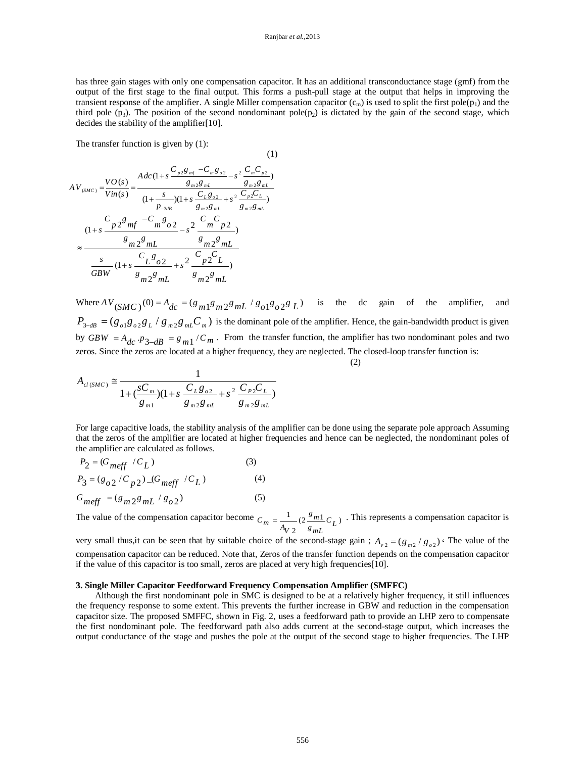has three gain stages with only one compensation capacitor. It has an additional transconductance stage (gmf) from the output of the first stage to the final output. This forms a push-pull stage at the output that helps in improving the transient response of the amplifier. A single Miller compensation capacitor ($c_m$) is used to split the first pole($p_1$) and the third pole ($p_3$). The position of the second nondominant pole($p_2$) is dictated by the gain of the second stage, which decides the stability of the amplifier[10].

The transfer function is given by (1):

$$AV_{(SMC)} = \frac{VO(s)}{Vin(s)} = \frac{Adc\left(1 + s\,\frac{C_{p2}g_{mf} - C_m g_{o2}}{g_{m2}g_{mL}} - s^2\,\frac{C_m C_{p2}}{g_{m2}g_{mL}}\right)}{\left(1 + \frac{s}{p_{-3dB}}\right)\left(1 + s\,\frac{C_L g_{o2}}{g_{m2}g_{mL}} + s^2\,\frac{C_{p2}C_L}{g_{m2}g_{mL}}\right)} \approx \frac{\left(1 + s\,\frac{C_{p2}g_{mf} - C_m g_{o2}}{g_{m2}g_{mL}} - s^2\,\frac{C_m C_{p2}}{g_{m2}g_{mL}}\right)}{\frac{s}{GBW}\left(1 + s\,\frac{C_L g_{o2}}{g_{m2}g_{mL}} + s^2\,\frac{C_{p2}C_L}{g_{m2}g_{mL}}\right)} \tag{1}$$

Where $AV_{(SMC)}(0) = A_{dc} = (g_{m1}g_{m2}g_{mL} / g_{o1}g_{o2}g_L)$ is the dc gain of the amplifier, and $P_{3-dB} = (g_{o1}g_{o2}g_L / g_{m2}g_{mL}C_m)$ is the dominant pole of the amplifier. Hence, the gain-bandwidth product is given by $GBW = A_{dc} \cdot p_{3-dB} = g_{m1}/C_m$. From the transfer function, the amplifier has two nondominant poles and two zeros. Since the zeros are located at a higher frequency, they are neglected. The closed-loop transfer function is:

$$A_{cl(SMC)} \cong \frac{1}{1 + \left(\frac{sC_m}{g_{m1}}\right)\left(1 + s\,\frac{C_L g_{o2}}{g_{m2}g_{mL}} + s^2\,\frac{C_{P2}C_L}{g_{m2}g_{mL}}\right)} \tag{2}$$

For large capacitive loads, the stability analysis of the amplifier can be done using the separate pole approach Assuming that the zeros of the amplifier are located at higher frequencies and hence can be neglected, the nondominant poles of the amplifier are calculated as follows.

$$P_2 = (G_{meff} / C_L) \tag{3}$$

$$P_3 = (g_{o2} / C_{p2}) \_ (G_{meff} / C_L) \tag{4}$$

$$G_{meff} = (g_{m2}g_{mL} / g_{o2}) \tag{5}$$

The value of the compensation capacitor become $C_m = \frac{1}{A_{V2}}\left(2\frac{g_{m1}}{g_{mL}}C_L\right)$ . This represents a compensation capacitor is very small thus,it can be seen that by suitable choice of the second-stage gain ; $A_{v2} = (g_{m2} / g_{o2})$ ‘ The value of the compensation capacitor can be reduced. Note that, Zeros of the transfer function depends on the compensation capacitor if the value of this capacitor is too small, zeros are placed at very high frequencies[10].

### 3. Single Miller Capacitor Feedforward Frequency Compensation Amplifier (SMFFC)

Although the first nondominant pole in SMC is designed to be at a relatively higher frequency, it still influences the frequency response to some extent. This prevents the further increase in GBW and reduction in the compensation capacitor size. The proposed SMFFC, shown in Fig. 2, uses a feedforward path to provide an LHP zero to compensate the first nondominant pole. The feedforward path also adds current at the second-stage output, which increases the output conductance of the stage and pushes the pole at the output of the second stage to higher frequencies. The LHP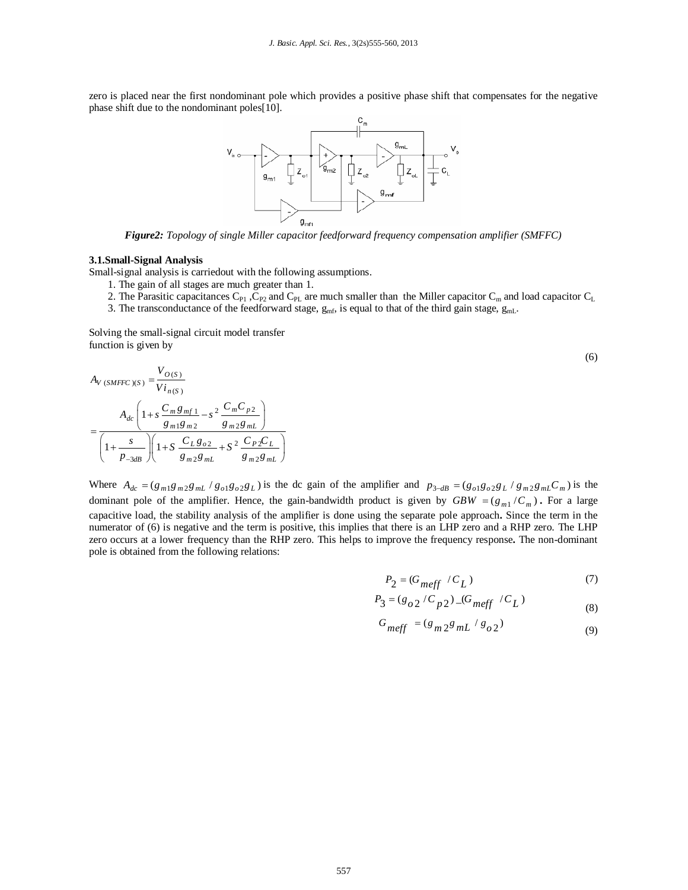zero is placed near the first nondominant pole which provides a positive phase shift that compensates for the negative phase shift due to the nondominant poles[10].

***Figure2:*** *Topology of single Miller capacitor feedforward frequency compensation amplifier (SMFFC)*

### 3.1.Small-Signal Analysis

Small-signal analysis is carriedout with the following assumptions.

1. The gain of all stages are much greater than 1.
2. The Parasitic capacitances $C_{P1}$ ,$C_{P2}$ and $C_{PL}$ are much smaller than the Miller capacitor $C_m$ and load capacitor $C_L$
3. The transconductance of the feedforward stage, $g_{mf}$, is equal to that of the third gain stage, $g_{mL}$.

Solving the small-signal circuit model transfer function is given by

$$A_{V(SMFFC)(S)} = \frac{V_{O(S)}}{Vi_{n(S)}} = \frac{A_{dc}\left(1 + s\,\dfrac{C_m g_{mf1}}{g_{m1} g_{m2}} - s^2\,\dfrac{C_m C_{p2}}{g_{m2} g_{mL}}\right)}{\left(1 + \dfrac{s}{p_{-3dB}}\right)\left(1 + S\,\dfrac{C_L g_{o2}}{g_{m2} g_{mL}} + S^2\,\dfrac{C_{P2} C_L}{g_{m2} g_{mL}}\right)} \tag{6}$$

Where $A_{dc} = (g_{m1}g_{m2}g_{mL} / g_{o1}g_{o2}g_L)$ is the dc gain of the amplifier and $p_{3-dB} = (g_{o1}g_{o2}g_L / g_{m2}g_{mL}C_m)$ is the dominant pole of the amplifier. Hence, the gain-bandwidth product is given by $GBW = (g_{m1}/C_m)$ **.** For a large capacitive load, the stability analysis of the amplifier is done using the separate pole approach**.** Since the term in the numerator of (6) is negative and the term is positive, this implies that there is an LHP zero and a RHP zero. The LHP zero occurs at a lower frequency than the RHP zero. This helps to improve the frequency response**.** The non-dominant pole is obtained from the following relations:

$$P_2 = (G_{meff} / C_L) \tag{7}$$

$$P_3 = (g_{o2} / C_{p2}) \_ (G_{meff} / C_L) \tag{8}$$

$$G_{meff} = (g_{m2} g_{mL} / g_{o2}) \tag{9}$$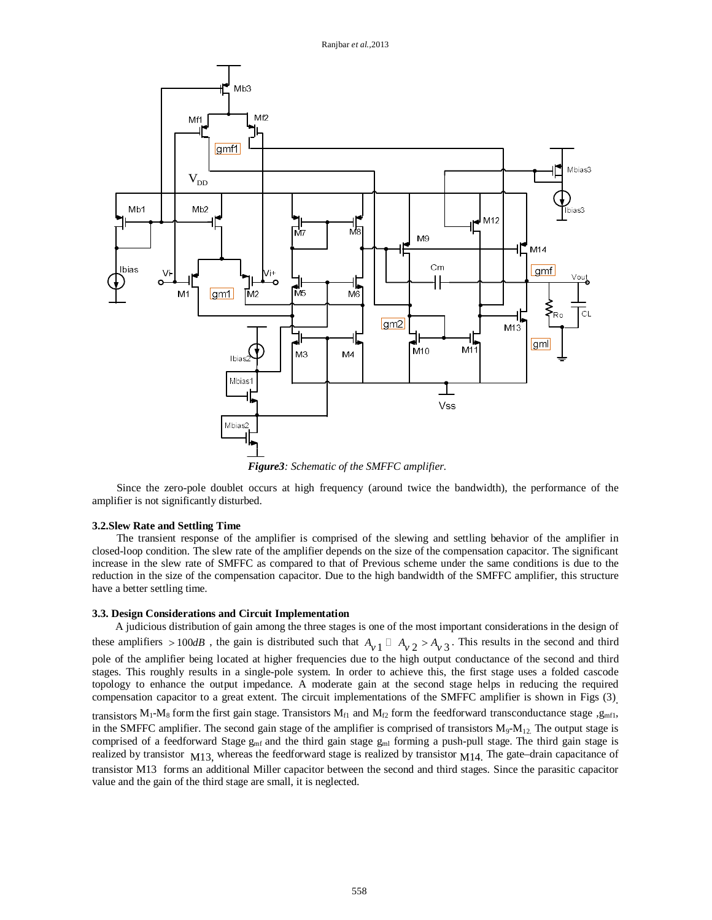*Figure3: Schematic of the SMFFC amplifier.*

Since the zero-pole doublet occurs at high frequency (around twice the bandwidth), the performance of the amplifier is not significantly disturbed.

**3.2.Slew Rate and Settling Time**

The transient response of the amplifier is comprised of the slewing and settling behavior of the amplifier in closed-loop condition. The slew rate of the amplifier depends on the size of the compensation capacitor. The significant increase in the slew rate of SMFFC as compared to that of Previous scheme under the same conditions is due to the reduction in the size of the compensation capacitor. Due to the high bandwidth of the SMFFC amplifier, this structure have a better settling time.

**3.3. Design Considerations and Circuit Implementation**

A judicious distribution of gain among the three stages is one of the most important considerations in the design of these amplifiers $>100dB$ , the gain is distributed such that $A_{v1} \gg A_{v2} > A_{v3}$. This results in the second and third pole of the amplifier being located at higher frequencies due to the high output conductance of the second and third stages. This roughly results in a single-pole system. In order to achieve this, the first stage uses a folded cascode topology to enhance the output impedance. A moderate gain at the second stage helps in reducing the required compensation capacitor to a great extent. The circuit implementations of the SMFFC amplifier is shown in Figs (3). transistors $M_1$-$M_8$ form the first gain stage. Transistors $M_{f1}$ and $M_{f2}$ form the feedforward transconductance stage ,$g_{mf1}$, in the SMFFC amplifier. The second gain stage of the amplifier is comprised of transistors $M_9$-$M_{12}$. The output stage is comprised of a feedforward Stage $g_{mf}$ and the third gain stage $g_{ml}$ forming a push-pull stage. The third gain stage is realized by transistor $M_{13}$, whereas the feedforward stage is realized by transistor $M_{14}$. The gate–drain capacitance of transistor M13 forms an additional Miller capacitor between the second and third stages. Since the parasitic capacitor value and the gain of the third stage are small, it is neglected.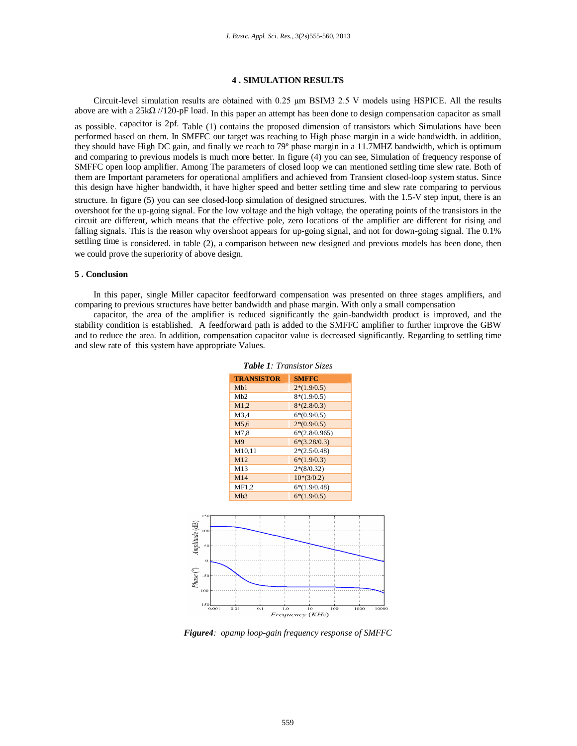## 4 . SIMULATION RESULTS

Circuit-level simulation results are obtained with 0.25 μm BSIM3 2.5 V models using HSPICE. All the results above are with a 25kΩ //120-pF load. In this paper an attempt has been done to design compensation capacitor as small as possible. capacitor is 2pf. Table (1) contains the proposed dimension of transistors which Simulations have been performed based on them. In SMFFC our target was reaching to High phase margin in a wide bandwidth. in addition, they should have High DC gain, and finally we reach to 79º phase margin in a 11.7MHZ bandwidth, which is optimum and comparing to previous models is much more better. In figure (4) you can see, Simulation of frequency response of SMFFC open loop amplifier. Among The parameters of closed loop we can mentioned settling time slew rate. Both of them are Important parameters for operational amplifiers and achieved from Transient closed-loop system status. Since this design have higher bandwidth, it have higher speed and better settling time and slew rate comparing to pervious structure. In figure (5) you can see closed-loop simulation of designed structures. with the 1.5-V step input, there is an overshoot for the up-going signal. For the low voltage and the high voltage, the operating points of the transistors in the circuit are different, which means that the effective pole, zero locations of the amplifier are different for rising and falling signals. This is the reason why overshoot appears for up-going signal, and not for down-going signal. The 0.1% settling time is considered. in table (2), a comparison between new designed and previous models has been done, then we could prove the superiority of above design.

## 5 . Conclusion

In this paper, single Miller capacitor feedforward compensation was presented on three stages amplifiers, and comparing to previous structures have better bandwidth and phase margin. With only a small compensation

capacitor, the area of the amplifier is reduced significantly the gain-bandwidth product is improved, and the stability condition is established. A feedforward path is added to the SMFFC amplifier to further improve the GBW and to reduce the area. In addition, compensation capacitor value is decreased significantly. Regarding to settling time and slew rate of this system have appropriate Values.

***Table 1**: Transistor Sizes*

| TRANSISTOR | SMFFC |
|---|---|
| Mb1 | 2*(1.9/0.5) |
| Mb2 | 8*(1.9/0.5) |
| M1,2 | 8*(2.8/0.3) |
| M3,4 | 6*(0.9/0.5) |
| M5,6 | 2*(0.9/0.5) |
| M7,8 | 6*(2.8/0.965) |
| M9 | 6*(3.28/0.3) |
| M10,11 | 2*(2.5/0.48) |
| M12 | 6*(1.9/0.3) |
| M13 | 2*(8/0.32) |
| M14 | 10*(3/0.2) |
| MF1,2 | 6*(1.9/0.48) |
| Mb3 | 6*(1.9/0.5) |

***Figure4**: opamp loop-gain frequency response of SMFFC*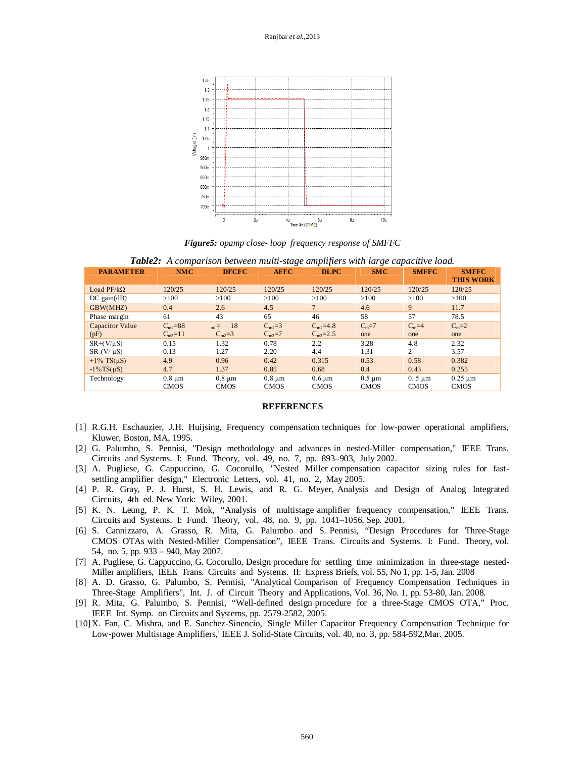1.35
1.3
1.25
1.2
1.15
1.1
1.05
1
950m
900m
850m
800m
750m
700m

Voltage (lin)

0
2u
4u
6u
8u
10u

Time (lin) (TIME)

***Figure5:*** *opamp close- loop frequency response of SMFFC*

***Table2:*** *A comparison between multi-stage amplifiers with large capacitive load.*

| PARAMETER | NMC | DFCFC | AFFC | DLPC | SMC | SMFFC | SMFFC THIS WORK |
|---|---|---|---|---|---|---|---|
| Load PF/kΩ | 120/25 | 120/25 | 120/25 | 120/25 | 120/25 | 120/25 | 120/25 |
| DC gain(dB) | >100 | >100 | >100 | >100 | >100 | >100 | >100 |
| GBW(MHZ) | 0.4 | 2.6 | 4.5 | 7 | 4.6 | 9 | 11.7 |
| Phase margin | 61 | 43 | 65 | 46 | 58 | 57 | 78.5 |
| Capacitor Value (pF) | $C_{m1}$=88 $C_{m2}$=11 | $_{m1}$= 18 $C_{m2}$=3 | $C_{m1}$=3 $C_{m2}$=7 | $C_{m1}$=4.8 $C_{m2}$=2.5 | $C_m$=7 one | $C_m$=4 one | $C_m$=2 one |
| SR+(V/µS) SR-(V/ µS) | 0.15 0.13 | 1.32 1.27 | 0.78 2.20 | 2.2 4.4 | 3.28 1.31 | 4.8 2 | 2.32 3.57 |
| +1% TS(µS) -1%TS(µS) | 4.9 4.7 | 0.96 1.37 | 0.42 0.85 | 0.315 0.68 | 0.53 0.4 | 0.58 0.43 | 0.382 0.255 |
| Technology | 0.8 µm CMOS | 0.8 µm CMOS | 0.8 µm CMOS | 0.6 µm CMOS | 0.5 µm CMOS | 0. 5 µm CMOS | 0.25 µm CMOS |

## REFERENCES

[1] R.G.H. Eschauzier, J.H. Huijsing, Frequency compensation techniques for low-power operational amplifiers, Kluwer, Boston, MA, 1995.

[2] G. Palumbo, S. Pennisi, "Design methodology and advances in nested-Miller compensation," IEEE Trans. Circuits and Systems. I: Fund. Theory, vol. 49, no. 7, pp. 893–903, July 2002.

[3] A. Pugliese, G. Cappuccino, G. Cocorullo, "Nested Miller compensation capacitor sizing rules for fast-settling amplifier design," Electronic Letters, vol. 41, no. 2, May 2005.

[4] P. R. Gray, P. J. Hurst, S. H. Lewis, and R. G. Meyer, Analysis and Design of Analog Integrated Circuits, 4th ed. New York: Wiley, 2001.

[5] K. N. Leung, P. K. T. Mok, "Analysis of multistage amplifier frequency compensation," IEEE Trans. Circuits and Systems. I: Fund. Theory, vol. 48, no. 9, pp. 1041–1056, Sep. 2001.

[6] S. Cannizzaro, A. Grasso, R. Mita, G. Palumbo and S. Pennisi, "Design Procedures for Three-Stage CMOS OTAs with Nested-Miller Compensation", IEEE Trans. Circuits and Systems. I: Fund. Theory, vol. 54, no. 5, pp. 933 – 940, May 2007.

[7] A. Pugliese, G. Cappuccino, G. Cocorullo, Design procedure for settling time minimization in three-stage nested-Miller amplifiers, IEEE Trans. Circuits and Systems. II: Express Briefs, vol. 55, No 1, pp. 1-5, Jan. 2008

[8] A. D. Grasso, G. Palumbo, S. Pennisi, "Analytical Comparison of Frequency Compensation Techniques in Three-Stage Amplifiers", Int. J. of Circuit Theory and Applications, Vol. 36, No. 1, pp. 53-80, Jan. 2008.

[9] R. Mita, G. Palumbo, S. Pennisi, "Well-defined design procedure for a three-Stage CMOS OTA," Proc. IEEE Int. Symp. on Circuits and Systems, pp. 2579-2582, 2005.

[10] X. Fan, C. Mishra, and E. Sanchez-Sinencio, 'Single Miller Capacitor Frequency Compensation Technique for Low-power Multistage Amplifiers,' IEEE J. Solid-State Circuits, vol. 40, no. 3, pp. 584-592,Mar. 2005.